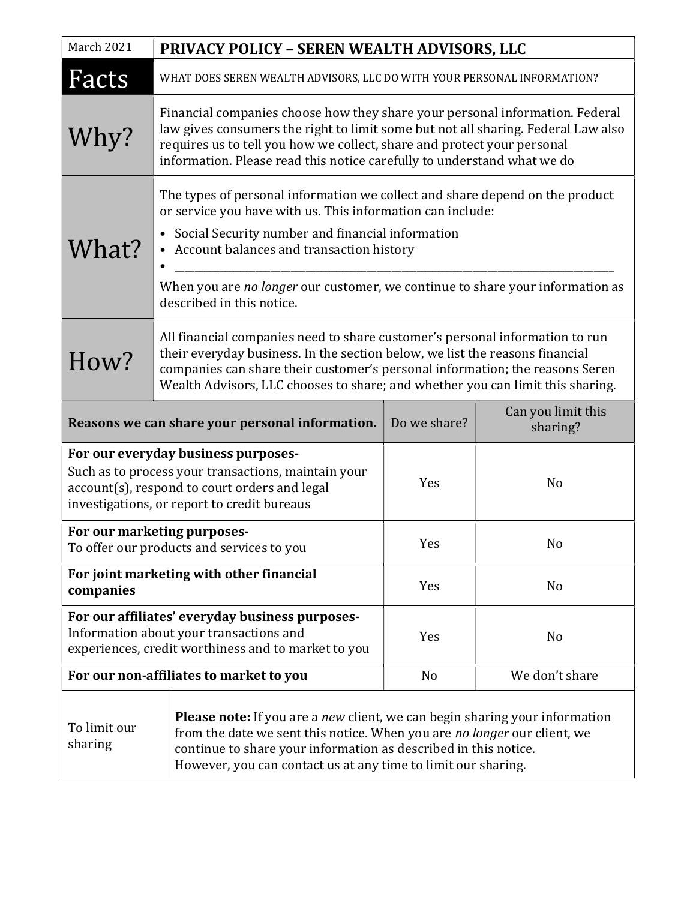| March 2021 | **PRIVACY POLICY – SEREN WEALTH ADVISORS, LLC** |
|---|---|
| **Facts** | WHAT DOES SEREN WEALTH ADVISORS, LLC DO WITH YOUR PERSONAL INFORMATION? |
| **Why?** | Financial companies choose how they share your personal information. Federal law gives consumers the right to limit some but not all sharing. Federal Law also requires us to tell you how we collect, share and protect your personal information. Please read this notice carefully to understand what we do |
| **What?** | The types of personal information we collect and share depend on the product or service you have with us. This information can include:<br>• Social Security number and financial information<br>• Account balances and transaction history<br>• ______________________________<br>When you are *no longer* our customer, we continue to share your information as described in this notice. |
| **How?** | All financial companies need to share customer's personal information to run their everyday business. In the section below, we list the reasons financial companies can share their customer's personal information; the reasons Seren Wealth Advisors, LLC chooses to share; and whether you can limit this sharing. |

| Reasons we can share your personal information. | Do we share? | Can you limit this sharing? |
|---|---|---|
| **For our everyday business purposes-**<br>Such as to process your transactions, maintain your account(s), respond to court orders and legal investigations, or report to credit bureaus | Yes | No |
| **For our marketing purposes-**<br>To offer our products and services to you | Yes | No |
| **For joint marketing with other financial companies** | Yes | No |
| **For our affiliates' everyday business purposes-**<br>Information about your transactions and experiences, credit worthiness and to market to you | Yes | No |
| **For our non-affiliates to market to you** | No | We don't share |

| To limit our sharing | **Please note:** If you are a *new* client, we can begin sharing your information from the date we sent this notice. When you are *no longer* our client, we continue to share your information as described in this notice.<br>However, you can contact us at any time to limit our sharing. |
|---|---|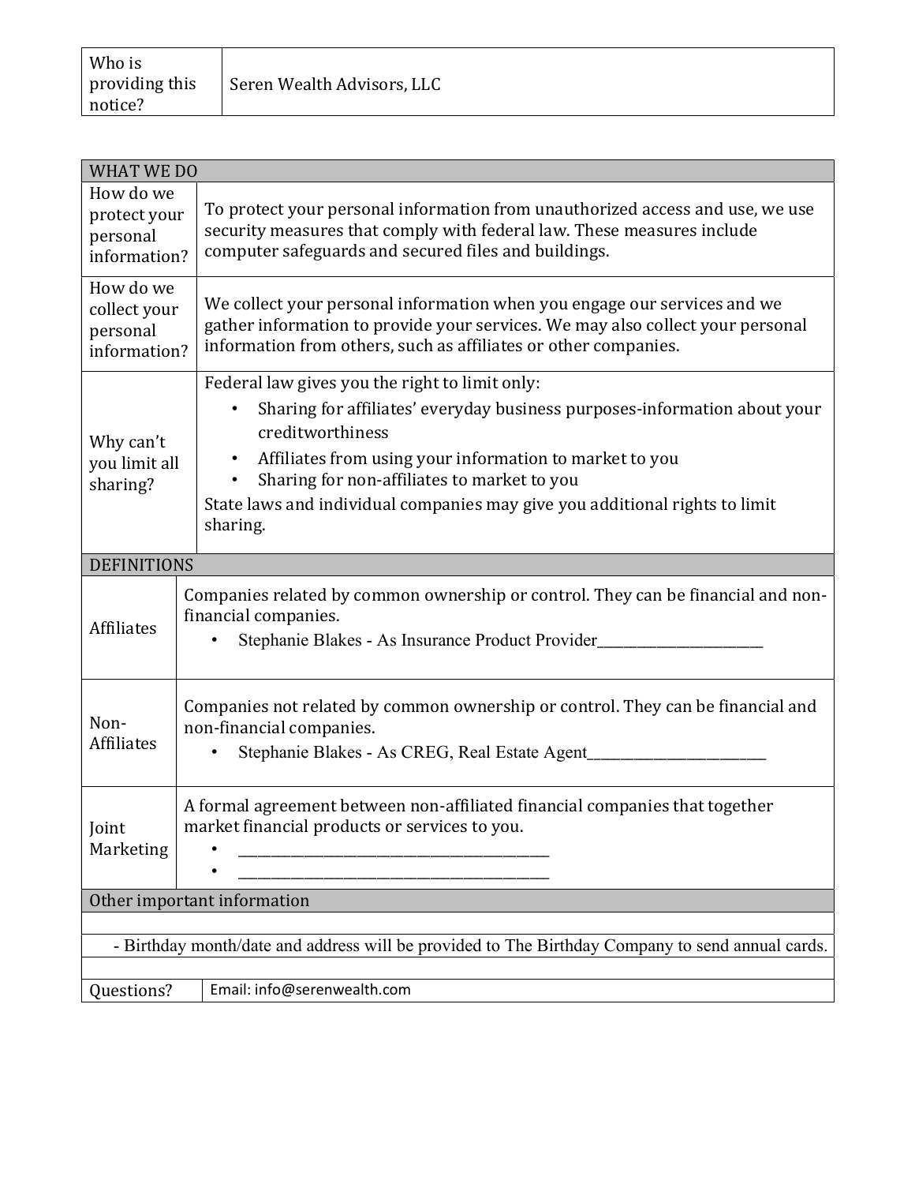| | |
|---|---|
| Who is providing this notice? | Seren Wealth Advisors, LLC |

| WHAT WE DO | |
|---|---|
| How do we protect your personal information? | To protect your personal information from unauthorized access and use, we use security measures that comply with federal law. These measures include computer safeguards and secured files and buildings. |
| How do we collect your personal information? | We collect your personal information when you engage our services and we gather information to provide your services. We may also collect your personal information from others, such as affiliates or other companies. |
| Why can't you limit all sharing? | Federal law gives you the right to limit only:<br>• Sharing for affiliates' everyday business purposes-information about your creditworthiness<br>• Affiliates from using your information to market to you<br>• Sharing for non-affiliates to market to you<br>State laws and individual companies may give you additional rights to limit sharing. |
| **DEFINITIONS** | |
| Affiliates | Companies related by common ownership or control. They can be financial and non-financial companies.<br>• Stephanie Blakes - As Insurance Product Provider____________________ |
| Non-Affiliates | Companies not related by common ownership or control. They can be financial and non-financial companies.<br>• Stephanie Blakes - As CREG, Real Estate Agent____________________ |
| Joint Marketing | A formal agreement between non-affiliated financial companies that together market financial products or services to you.<br>• ________________________________________<br>• ________________________________________ |
| **Other important information** | |
| - Birthday month/date and address will be provided to The Birthday Company to send annual cards. | |
| Questions? | Email: info@serenwealth.com |